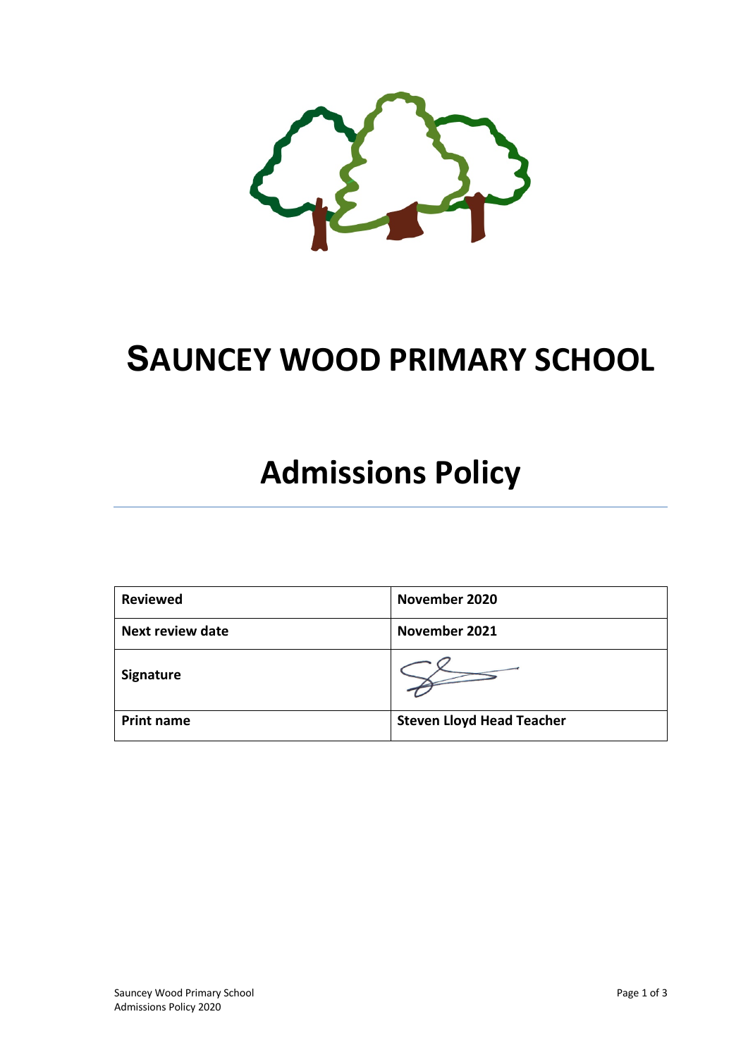# SAUNCEY WOOD PRIMARY SCHOOL

# Admissions Policy

| **Reviewed** | **November 2020** |
| --- | --- |
| **Next review date** | **November 2021** |
| **Signature** | |
| **Print name** | **Steven Lloyd Head Teacher** |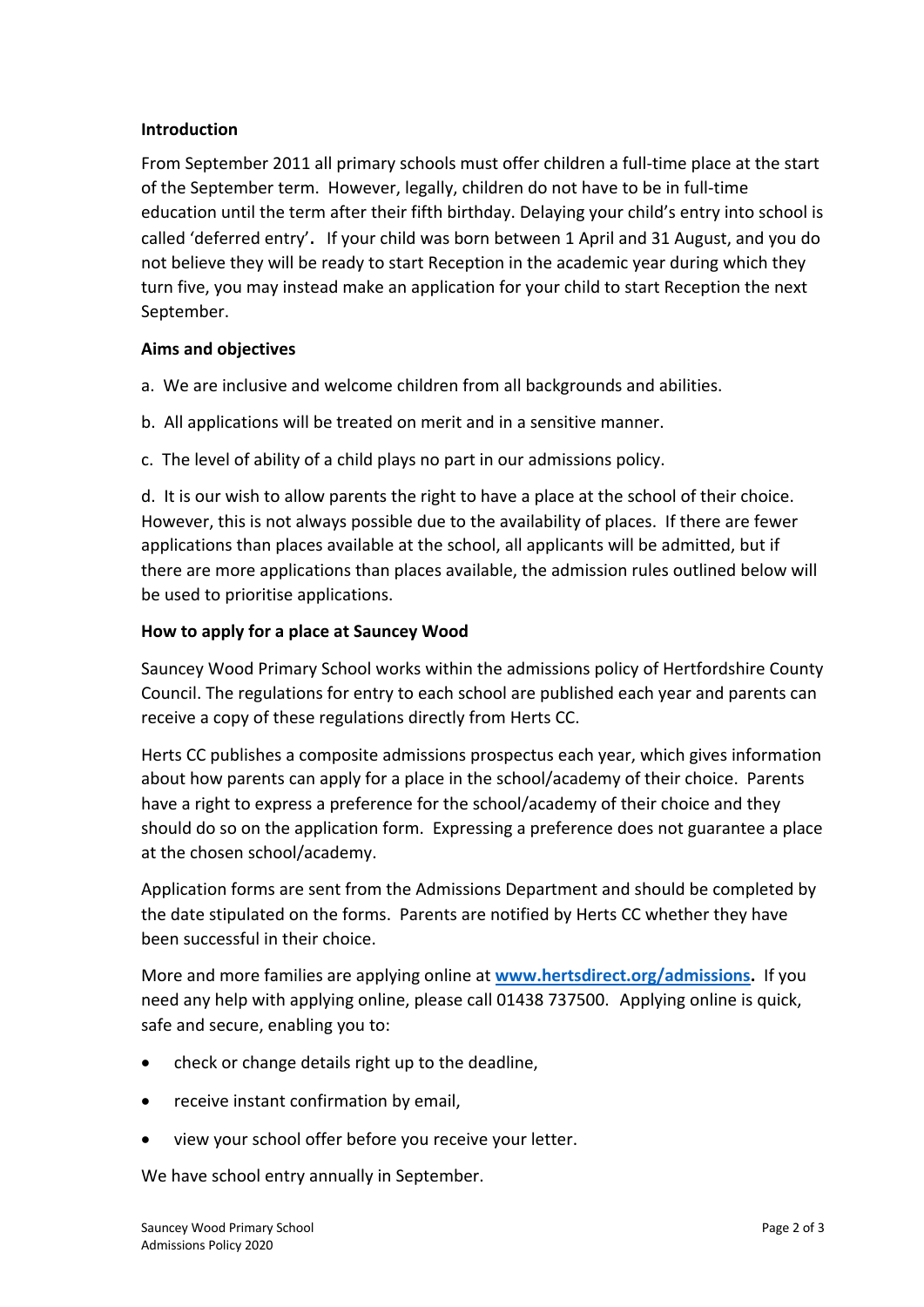**Introduction**

From September 2011 all primary schools must offer children a full-time place at the start of the September term. However, legally, children do not have to be in full-time education until the term after their fifth birthday. Delaying your child's entry into school is called 'deferred entry'**.** If your child was born between 1 April and 31 August, and you do not believe they will be ready to start Reception in the academic year during which they turn five, you may instead make an application for your child to start Reception the next September.

**Aims and objectives**

a. We are inclusive and welcome children from all backgrounds and abilities.

b. All applications will be treated on merit and in a sensitive manner.

c. The level of ability of a child plays no part in our admissions policy.

d. It is our wish to allow parents the right to have a place at the school of their choice. However, this is not always possible due to the availability of places. If there are fewer applications than places available at the school, all applicants will be admitted, but if there are more applications than places available, the admission rules outlined below will be used to prioritise applications.

**How to apply for a place at Sauncey Wood**

Sauncey Wood Primary School works within the admissions policy of Hertfordshire County Council. The regulations for entry to each school are published each year and parents can receive a copy of these regulations directly from Herts CC.

Herts CC publishes a composite admissions prospectus each year, which gives information about how parents can apply for a place in the school/academy of their choice. Parents have a right to express a preference for the school/academy of their choice and they should do so on the application form. Expressing a preference does not guarantee a place at the chosen school/academy.

Application forms are sent from the Admissions Department and should be completed by the date stipulated on the forms. Parents are notified by Herts CC whether they have been successful in their choice.

More and more families are applying online at **www.hertsdirect.org/admissions.** If you need any help with applying online, please call 01438 737500. Applying online is quick, safe and secure, enabling you to:

- check or change details right up to the deadline,
- receive instant confirmation by email,
- view your school offer before you receive your letter.

We have school entry annually in September.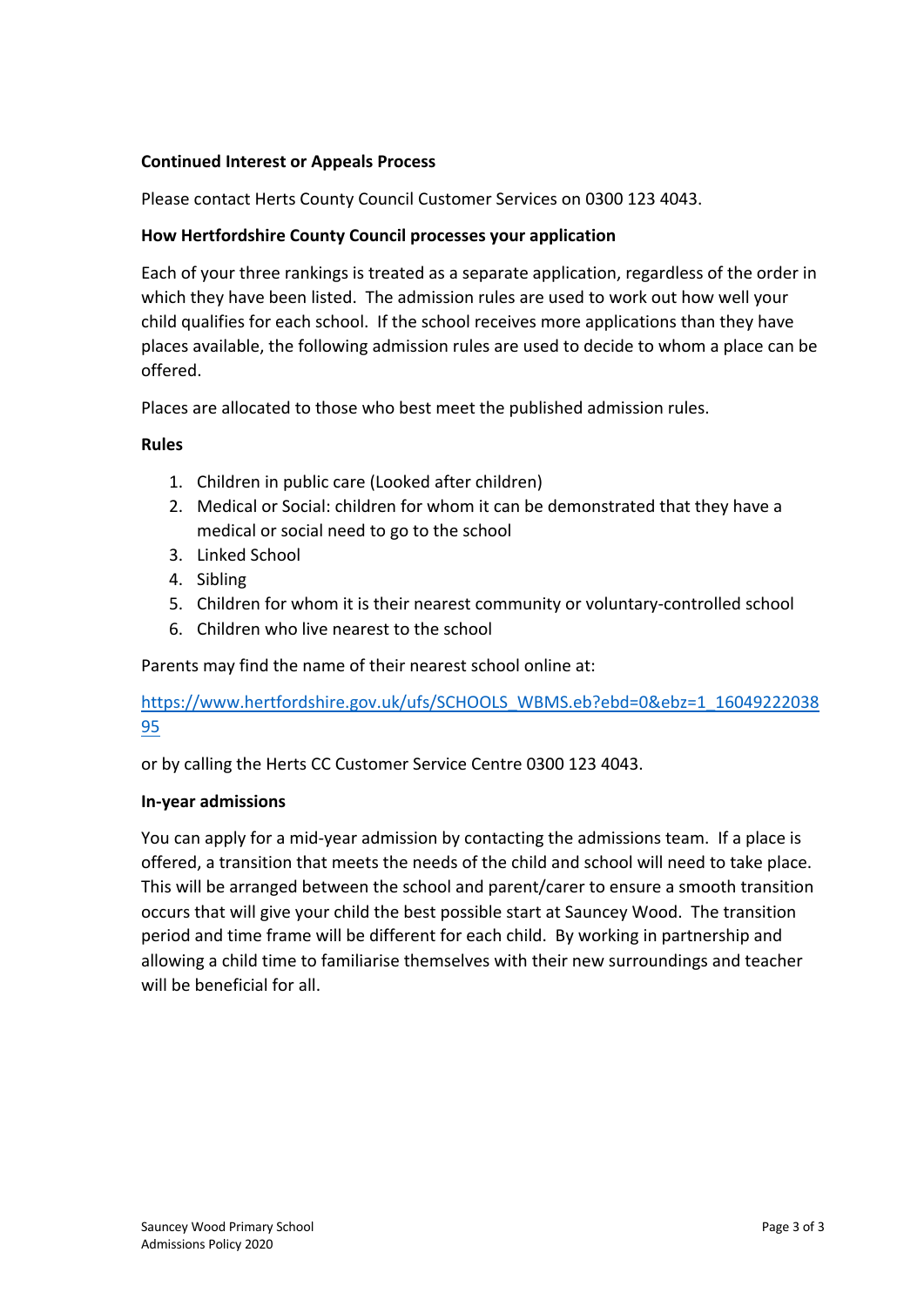**Continued Interest or Appeals Process**

Please contact Herts County Council Customer Services on 0300 123 4043.

**How Hertfordshire County Council processes your application**

Each of your three rankings is treated as a separate application, regardless of the order in which they have been listed. The admission rules are used to work out how well your child qualifies for each school. If the school receives more applications than they have places available, the following admission rules are used to decide to whom a place can be offered.

Places are allocated to those who best meet the published admission rules.

**Rules**

1. Children in public care (Looked after children)
2. Medical or Social: children for whom it can be demonstrated that they have a medical or social need to go to the school
3. Linked School
4. Sibling
5. Children for whom it is their nearest community or voluntary-controlled school
6. Children who live nearest to the school

Parents may find the name of their nearest school online at:

https://www.hertfordshire.gov.uk/ufs/SCHOOLS_WBMS.eb?ebd=0&ebz=1_1604922203895

or by calling the Herts CC Customer Service Centre 0300 123 4043.

**In-year admissions**

You can apply for a mid-year admission by contacting the admissions team. If a place is offered, a transition that meets the needs of the child and school will need to take place. This will be arranged between the school and parent/carer to ensure a smooth transition occurs that will give your child the best possible start at Sauncey Wood. The transition period and time frame will be different for each child. By working in partnership and allowing a child time to familiarise themselves with their new surroundings and teacher will be beneficial for all.